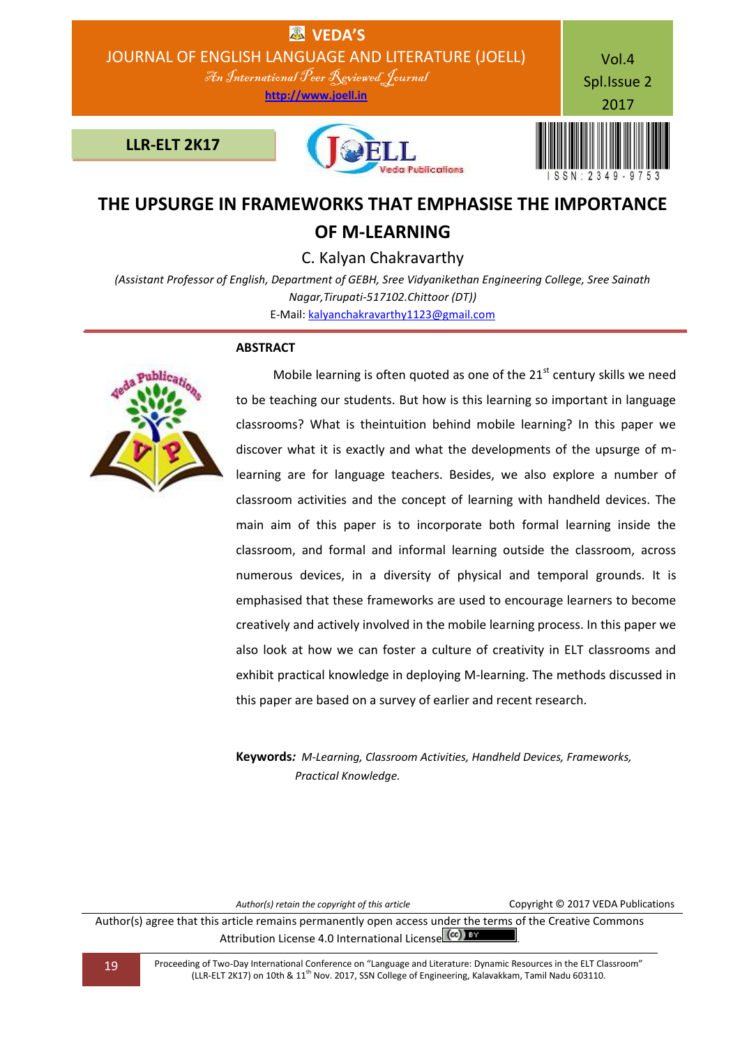# THE UPSURGE IN FRAMEWORKS THAT EMPHASISE THE IMPORTANCE OF M-LEARNING

C. Kalyan Chakravarthy

*(Assistant Professor of English, Department of GEBH, Sree Vidyanikethan Engineering College, Sree Sainath Nagar,Tirupati-517102.Chittoor (DT))*

E-Mail: kalyanchakravarthy1123@gmail.com

## ABSTRACT

Mobile learning is often quoted as one of the 21st century skills we need to be teaching our students. But how is this learning so important in language classrooms? What is theintuition behind mobile learning? In this paper we discover what it is exactly and what the developments of the upsurge of m-learning are for language teachers. Besides, we also explore a number of classroom activities and the concept of learning with handheld devices. The main aim of this paper is to incorporate both formal learning inside the classroom, and formal and informal learning outside the classroom, across numerous devices, in a diversity of physical and temporal grounds. It is emphasised that these frameworks are used to encourage learners to become creatively and actively involved in the mobile learning process. In this paper we also look at how we can foster a culture of creativity in ELT classrooms and exhibit practical knowledge in deploying M-learning. The methods discussed in this paper are based on a survey of earlier and recent research.

**Keywords***: M-Learning, Classroom Activities, Handheld Devices, Frameworks, Practical Knowledge.*

*Author(s) retain the copyright of this article* Copyright © 2017 VEDA Publications

Author(s) agree that this article remains permanently open access under the terms of the Creative Commons Attribution License 4.0 International License.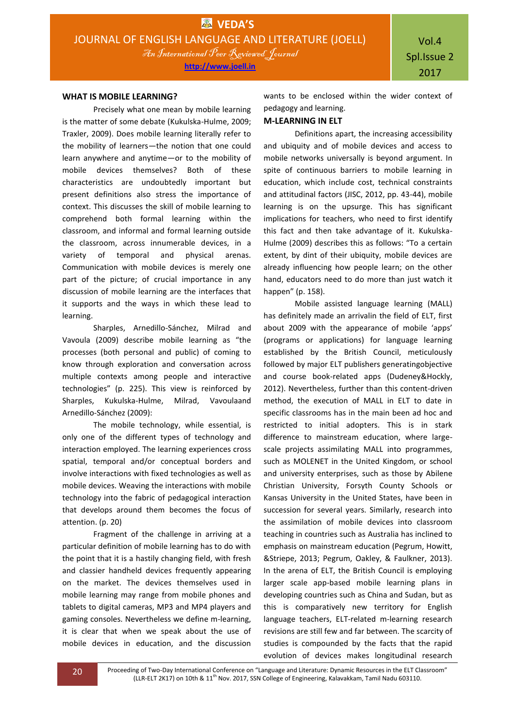## WHAT IS MOBILE LEARNING?

Precisely what one mean by mobile learning is the matter of some debate (Kukulska-Hulme, 2009; Traxler, 2009). Does mobile learning literally refer to the mobility of learners—the notion that one could learn anywhere and anytime—or to the mobility of mobile devices themselves? Both of these characteristics are undoubtedly important but present definitions also stress the importance of context. This discusses the skill of mobile learning to comprehend both formal learning within the classroom, and informal and formal learning outside the classroom, across innumerable devices, in a variety of temporal and physical arenas. Communication with mobile devices is merely one part of the picture; of crucial importance in any discussion of mobile learning are the interfaces that it supports and the ways in which these lead to learning.

Sharples, Arnedillo-Sánchez, Milrad and Vavoula (2009) describe mobile learning as "the processes (both personal and public) of coming to know through exploration and conversation across multiple contexts among people and interactive technologies" (p. 225). This view is reinforced by Sharples, Kukulska-Hulme, Milrad, Vavoulaand Arnedillo-Sánchez (2009):

The mobile technology, while essential, is only one of the different types of technology and interaction employed. The learning experiences cross spatial, temporal and/or conceptual borders and involve interactions with fixed technologies as well as mobile devices. Weaving the interactions with mobile technology into the fabric of pedagogical interaction that develops around them becomes the focus of attention. (p. 20)

Fragment of the challenge in arriving at a particular definition of mobile learning has to do with the point that it is a hastily changing field, with fresh and classier handheld devices frequently appearing on the market. The devices themselves used in mobile learning may range from mobile phones and tablets to digital cameras, MP3 and MP4 players and gaming consoles. Nevertheless we define m-learning, it is clear that when we speak about the use of mobile devices in education, and the discussion wants to be enclosed within the wider context of pedagogy and learning.

## M-LEARNING IN ELT

Definitions apart, the increasing accessibility and ubiquity and of mobile devices and access to mobile networks universally is beyond argument. In spite of continuous barriers to mobile learning in education, which include cost, technical constraints and attitudinal factors (JISC, 2012, pp. 43-44), mobile learning is on the upsurge. This has significant implications for teachers, who need to first identify this fact and then take advantage of it. Kukulska-Hulme (2009) describes this as follows: "To a certain extent, by dint of their ubiquity, mobile devices are already influencing how people learn; on the other hand, educators need to do more than just watch it happen" (p. 158).

Mobile assisted language learning (MALL) has definitely made an arrivalin the field of ELT, first about 2009 with the appearance of mobile 'apps' (programs or applications) for language learning established by the British Council, meticulously followed by major ELT publishers generatingobjective and course book-related apps (Dudeney&Hockly, 2012). Nevertheless, further than this content-driven method, the execution of MALL in ELT to date in specific classrooms has in the main been ad hoc and restricted to initial adopters. This is in stark difference to mainstream education, where large-scale projects assimilating MALL into programmes, such as MOLENET in the United Kingdom, or school and university enterprises, such as those by Abilene Christian University, Forsyth County Schools or Kansas University in the United States, have been in succession for several years. Similarly, research into the assimilation of mobile devices into classroom teaching in countries such as Australia has inclined to emphasis on mainstream education (Pegrum, Howitt, &Striepe, 2013; Pegrum, Oakley, & Faulkner, 2013). In the arena of ELT, the British Council is employing larger scale app-based mobile learning plans in developing countries such as China and Sudan, but as this is comparatively new territory for English language teachers, ELT-related m-learning research revisions are still few and far between. The scarcity of studies is compounded by the facts that the rapid evolution of devices makes longitudinal research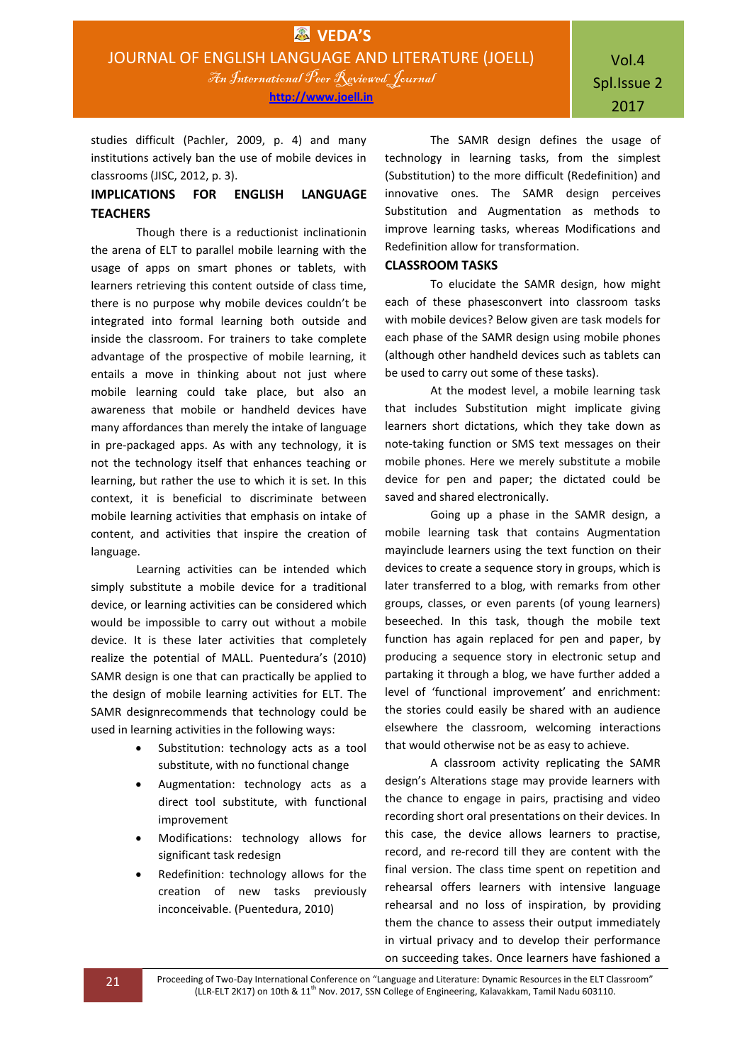studies difficult (Pachler, 2009, p. 4) and many institutions actively ban the use of mobile devices in classrooms (JISC, 2012, p. 3).

## IMPLICATIONS FOR ENGLISH LANGUAGE TEACHERS

Though there is a reductionist inclinationin the arena of ELT to parallel mobile learning with the usage of apps on smart phones or tablets, with learners retrieving this content outside of class time, there is no purpose why mobile devices couldn't be integrated into formal learning both outside and inside the classroom. For trainers to take complete advantage of the prospective of mobile learning, it entails a move in thinking about not just where mobile learning could take place, but also an awareness that mobile or handheld devices have many affordances than merely the intake of language in pre-packaged apps. As with any technology, it is not the technology itself that enhances teaching or learning, but rather the use to which it is set. In this context, it is beneficial to discriminate between mobile learning activities that emphasis on intake of content, and activities that inspire the creation of language.

Learning activities can be intended which simply substitute a mobile device for a traditional device, or learning activities can be considered which would be impossible to carry out without a mobile device. It is these later activities that completely realize the potential of MALL. Puentedura's (2010) SAMR design is one that can practically be applied to the design of mobile learning activities for ELT. The SAMR designrecommends that technology could be used in learning activities in the following ways:

- Substitution: technology acts as a tool substitute, with no functional change
- Augmentation: technology acts as a direct tool substitute, with functional improvement
- Modifications: technology allows for significant task redesign
- Redefinition: technology allows for the creation of new tasks previously inconceivable. (Puentedura, 2010)

The SAMR design defines the usage of technology in learning tasks, from the simplest (Substitution) to the more difficult (Redefinition) and innovative ones. The SAMR design perceives Substitution and Augmentation as methods to improve learning tasks, whereas Modifications and Redefinition allow for transformation.

## CLASSROOM TASKS

To elucidate the SAMR design, how might each of these phasesconvert into classroom tasks with mobile devices? Below given are task models for each phase of the SAMR design using mobile phones (although other handheld devices such as tablets can be used to carry out some of these tasks).

At the modest level, a mobile learning task that includes Substitution might implicate giving learners short dictations, which they take down as note-taking function or SMS text messages on their mobile phones. Here we merely substitute a mobile device for pen and paper; the dictated could be saved and shared electronically.

Going up a phase in the SAMR design, a mobile learning task that contains Augmentation mayinclude learners using the text function on their devices to create a sequence story in groups, which is later transferred to a blog, with remarks from other groups, classes, or even parents (of young learners) beseeched. In this task, though the mobile text function has again replaced for pen and paper, by producing a sequence story in electronic setup and partaking it through a blog, we have further added a level of 'functional improvement' and enrichment: the stories could easily be shared with an audience elsewhere the classroom, welcoming interactions that would otherwise not be as easy to achieve.

A classroom activity replicating the SAMR design's Alterations stage may provide learners with the chance to engage in pairs, practising and video recording short oral presentations on their devices. In this case, the device allows learners to practise, record, and re-record till they are content with the final version. The class time spent on repetition and rehearsal offers learners with intensive language rehearsal and no loss of inspiration, by providing them the chance to assess their output immediately in virtual privacy and to develop their performance on succeeding takes. Once learners have fashioned a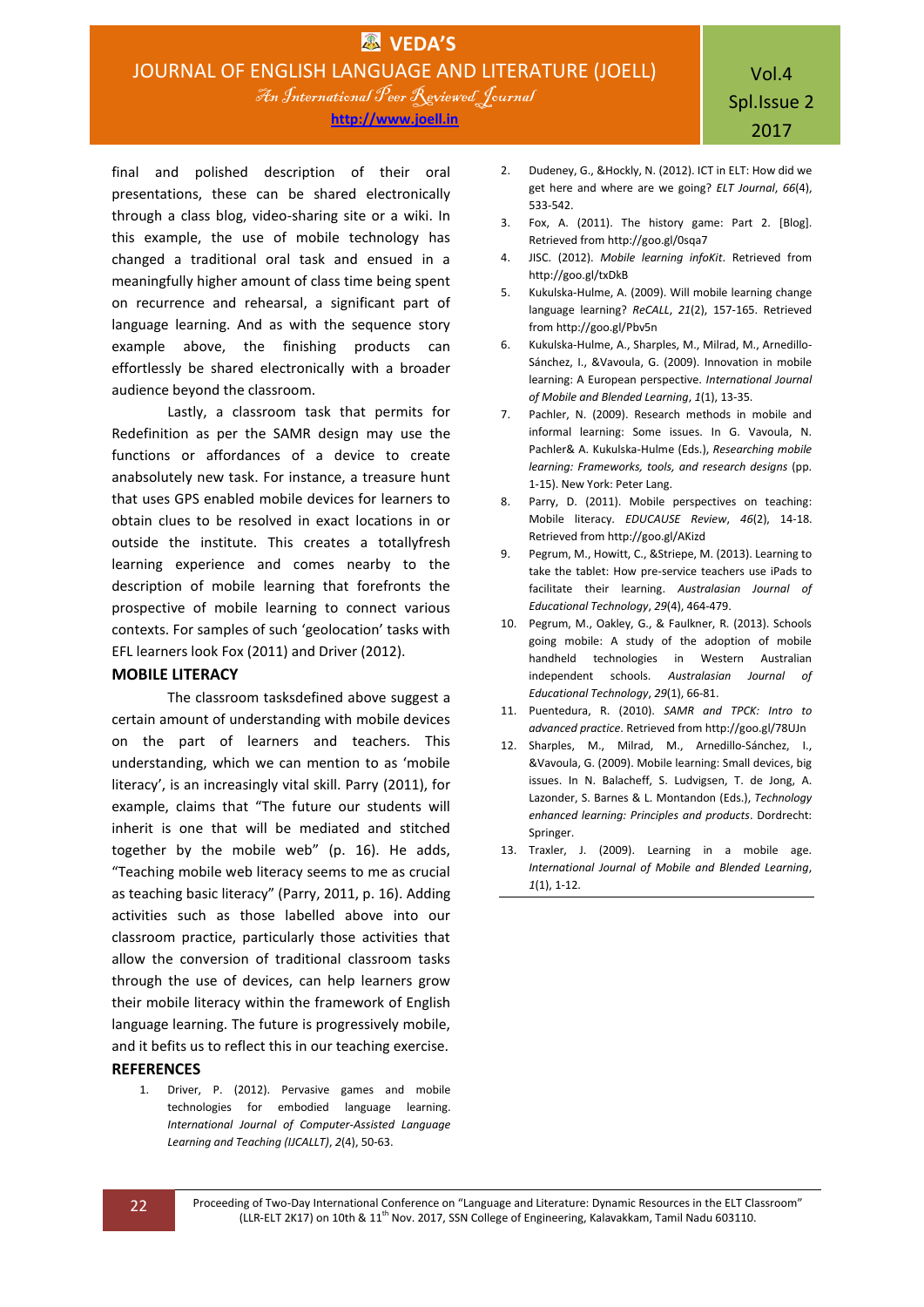final and polished description of their oral presentations, these can be shared electronically through a class blog, video-sharing site or a wiki. In this example, the use of mobile technology has changed a traditional oral task and ensued in a meaningfully higher amount of class time being spent on recurrence and rehearsal, a significant part of language learning. And as with the sequence story example above, the finishing products can effortlessly be shared electronically with a broader audience beyond the classroom.

Lastly, a classroom task that permits for Redefinition as per the SAMR design may use the functions or affordances of a device to create anabsolutely new task. For instance, a treasure hunt that uses GPS enabled mobile devices for learners to obtain clues to be resolved in exact locations in or outside the institute. This creates a totallyfresh learning experience and comes nearby to the description of mobile learning that forefronts the prospective of mobile learning to connect various contexts. For samples of such 'geolocation' tasks with EFL learners look Fox (2011) and Driver (2012).

## MOBILE LITERACY

The classroom tasksdefined above suggest a certain amount of understanding with mobile devices on the part of learners and teachers. This understanding, which we can mention to as 'mobile literacy', is an increasingly vital skill. Parry (2011), for example, claims that "The future our students will inherit is one that will be mediated and stitched together by the mobile web" (p. 16). He adds, "Teaching mobile web literacy seems to me as crucial as teaching basic literacy" (Parry, 2011, p. 16). Adding activities such as those labelled above into our classroom practice, particularly those activities that allow the conversion of traditional classroom tasks through the use of devices, can help learners grow their mobile literacy within the framework of English language learning. The future is progressively mobile, and it befits us to reflect this in our teaching exercise.

## REFERENCES

1. Driver, P. (2012). Pervasive games and mobile technologies for embodied language learning. *International Journal of Computer-Assisted Language Learning and Teaching (IJCALLT)*, *2*(4), 50-63.
2. Dudeney, G., &Hockly, N. (2012). ICT in ELT: How did we get here and where are we going? *ELT Journal*, *66*(4), 533-542.
3. Fox, A. (2011). The history game: Part 2. [Blog]. Retrieved from http://goo.gl/0sqa7
4. JISC. (2012). *Mobile learning infoKit*. Retrieved from http://goo.gl/txDkB
5. Kukulska-Hulme, A. (2009). Will mobile learning change language learning? *ReCALL*, *21*(2), 157-165. Retrieved from http://goo.gl/Pbv5n
6. Kukulska-Hulme, A., Sharples, M., Milrad, M., Arnedillo-Sánchez, I., &Vavoula, G. (2009). Innovation in mobile learning: A European perspective. *International Journal of Mobile and Blended Learning*, *1*(1), 13-35.
7. Pachler, N. (2009). Research methods in mobile and informal learning: Some issues. In G. Vavoula, N. Pachler& A. Kukulska-Hulme (Eds.), *Researching mobile learning: Frameworks, tools, and research designs* (pp. 1-15). New York: Peter Lang.
8. Parry, D. (2011). Mobile perspectives on teaching: Mobile literacy. *EDUCAUSE Review*, *46*(2), 14-18. Retrieved from http://goo.gl/AKizd
9. Pegrum, M., Howitt, C., &Striepe, M. (2013). Learning to take the tablet: How pre-service teachers use iPads to facilitate their learning. *Australasian Journal of Educational Technology*, *29*(4), 464-479.
10. Pegrum, M., Oakley, G., & Faulkner, R. (2013). Schools going mobile: A study of the adoption of mobile handheld technologies in Western Australian independent schools. *Australasian Journal of Educational Technology*, *29*(1), 66-81.
11. Puentedura, R. (2010). *SAMR and TPCK: Intro to advanced practice*. Retrieved from http://goo.gl/78UJn
12. Sharples, M., Milrad, M., Arnedillo-Sánchez, I., &Vavoula, G. (2009). Mobile learning: Small devices, big issues. In N. Balacheff, S. Ludvigsen, T. de Jong, A. Lazonder, S. Barnes & L. Montandon (Eds.), *Technology enhanced learning: Principles and products*. Dordrecht: Springer.
13. Traxler, J. (2009). Learning in a mobile age. *International Journal of Mobile and Blended Learning*, *1*(1), 1-12.